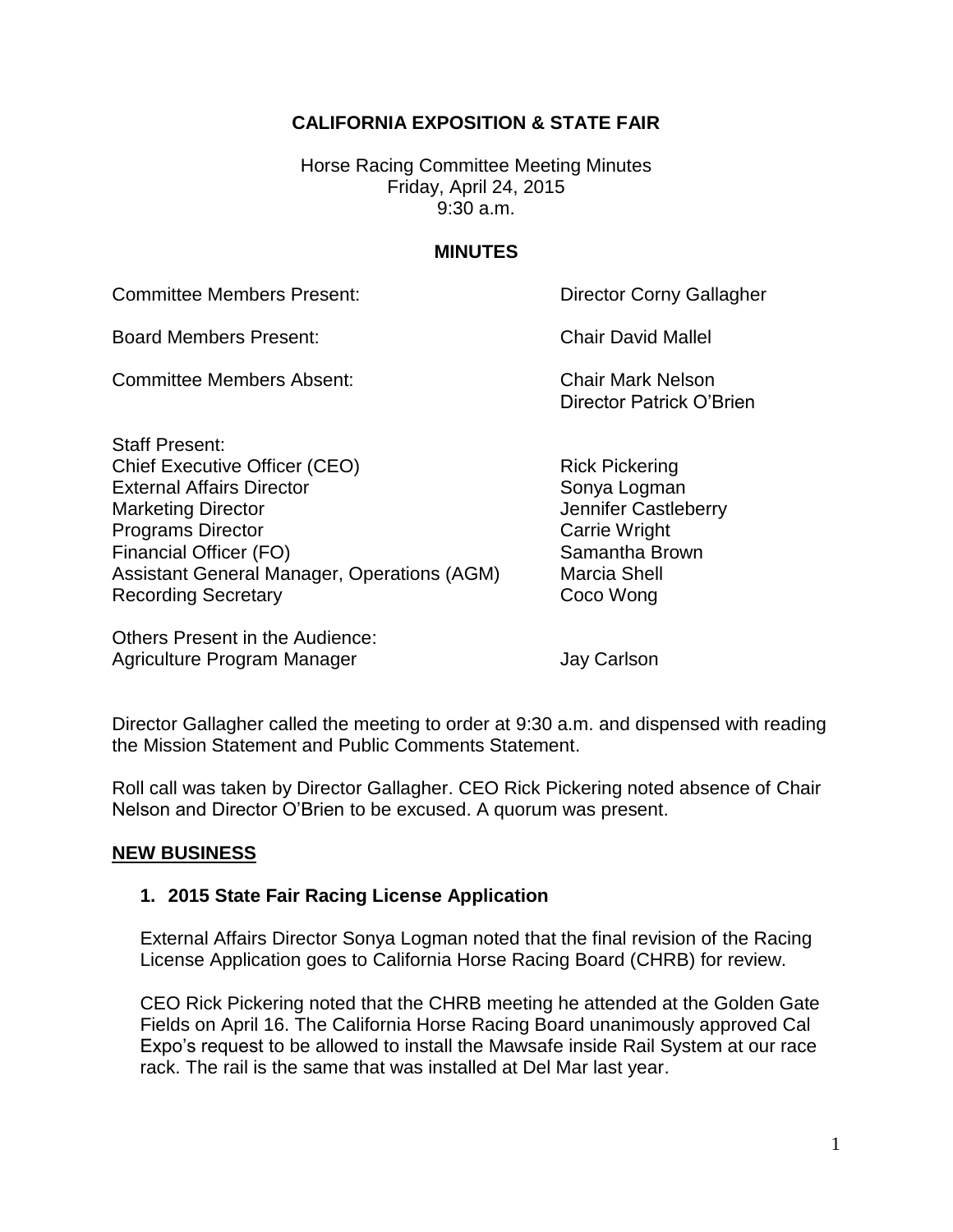# CALIFORNIA EXPOSITION & STATE FAIR

Horse Racing Committee Meeting Minutes
Friday, April 24, 2015
9:30 a.m.

## MINUTES

| | |
|---|---|
| Committee Members Present: | Director Corny Gallagher |
| Board Members Present: | Chair David Mallel |
| Committee Members Absent: | Chair Mark Nelson<br>Director Patrick O'Brien |

Staff Present:

| | |
|---|---|
| Chief Executive Officer (CEO) | Rick Pickering |
| External Affairs Director | Sonya Logman |
| Marketing Director | Jennifer Castleberry |
| Programs Director | Carrie Wright |
| Financial Officer (FO) | Samantha Brown |
| Assistant General Manager, Operations (AGM) | Marcia Shell |
| Recording Secretary | Coco Wong |

Others Present in the Audience:

| | |
|---|---|
| Agriculture Program Manager | Jay Carlson |

Director Gallagher called the meeting to order at 9:30 a.m. and dispensed with reading the Mission Statement and Public Comments Statement.

Roll call was taken by Director Gallagher. CEO Rick Pickering noted absence of Chair Nelson and Director O'Brien to be excused. A quorum was present.

## NEW BUSINESS

### 1. 2015 State Fair Racing License Application

External Affairs Director Sonya Logman noted that the final revision of the Racing License Application goes to California Horse Racing Board (CHRB) for review.

CEO Rick Pickering noted that the CHRB meeting he attended at the Golden Gate Fields on April 16. The California Horse Racing Board unanimously approved Cal Expo's request to be allowed to install the Mawsafe inside Rail System at our race rack. The rail is the same that was installed at Del Mar last year.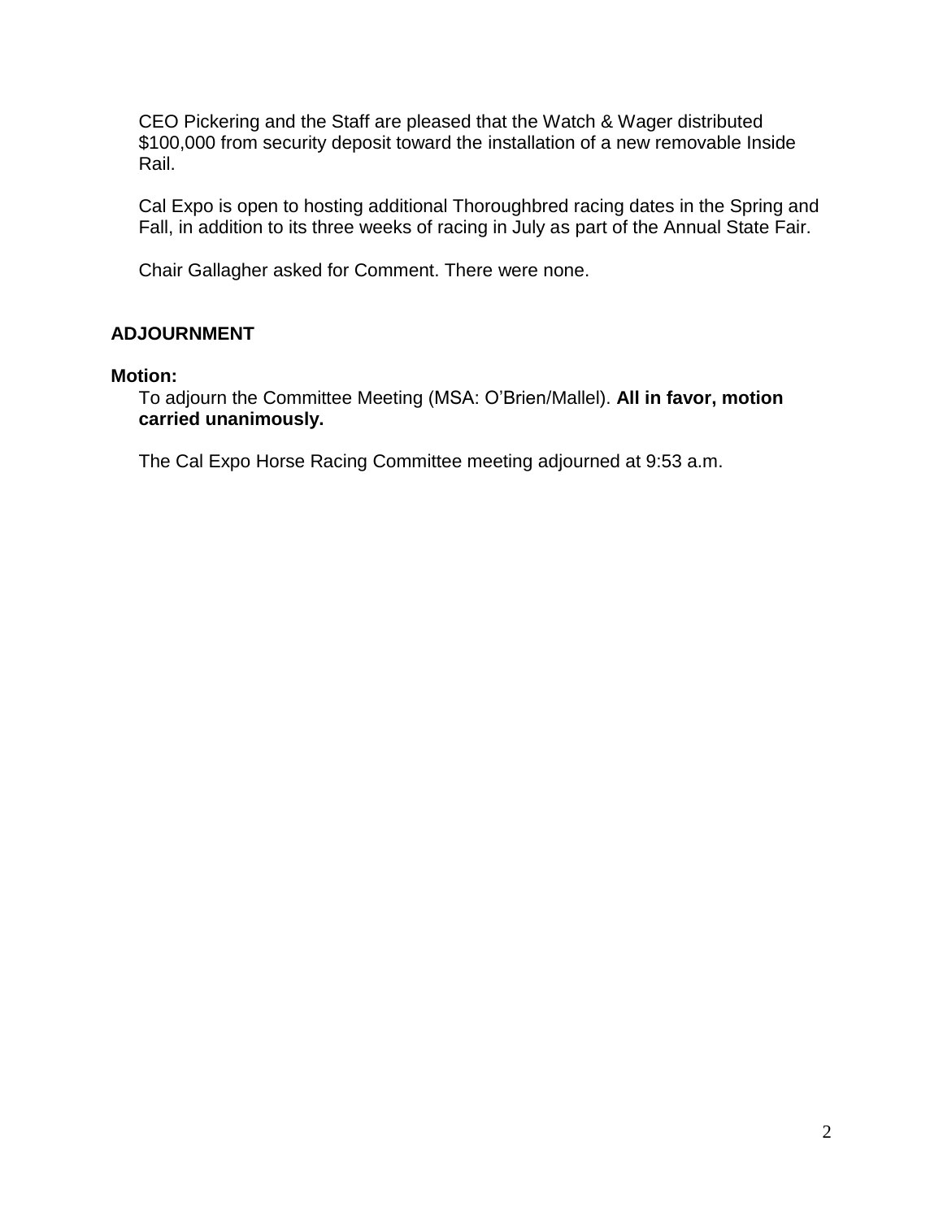CEO Pickering and the Staff are pleased that the Watch & Wager distributed $100,000 from security deposit toward the installation of a new removable Inside Rail.

Cal Expo is open to hosting additional Thoroughbred racing dates in the Spring and Fall, in addition to its three weeks of racing in July as part of the Annual State Fair.

Chair Gallagher asked for Comment. There were none.

## ADJOURNMENT

**Motion:**

To adjourn the Committee Meeting (MSA: O'Brien/Mallel). **All in favor, motion carried unanimously.**

The Cal Expo Horse Racing Committee meeting adjourned at 9:53 a.m.